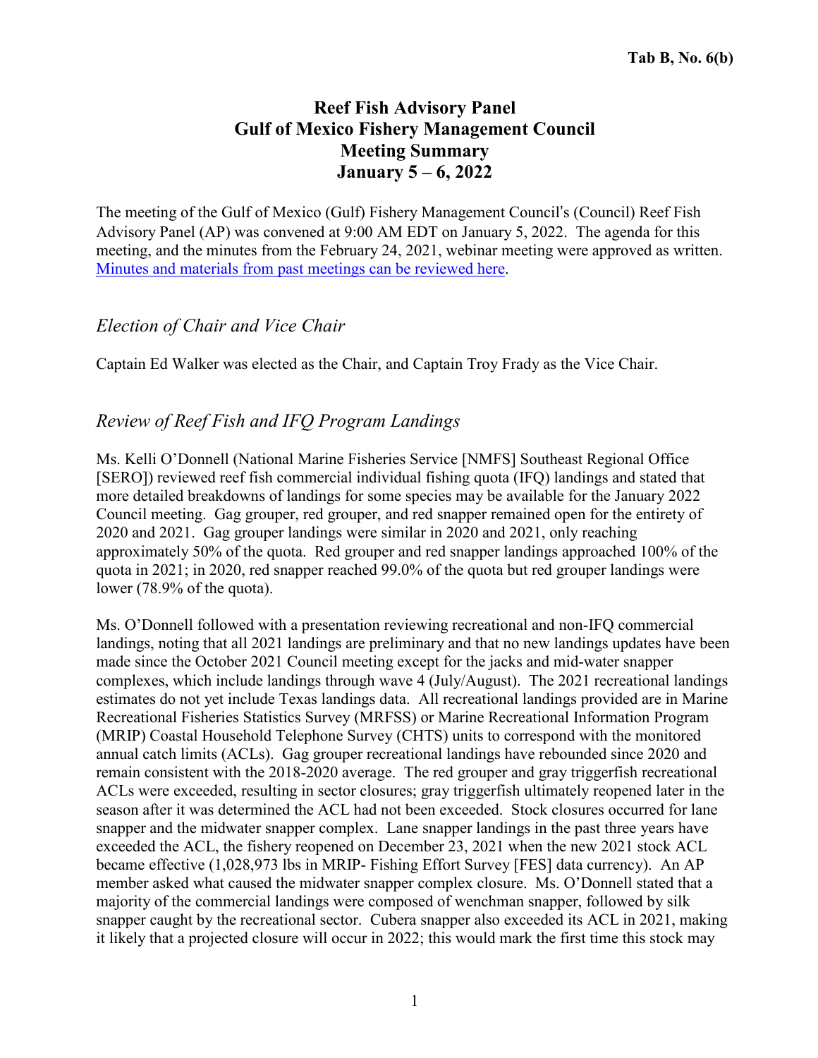**Tab B, No. 6(b)**

# Reef Fish Advisory Panel
# Gulf of Mexico Fishery Management Council
# Meeting Summary
# January 5 – 6, 2022

The meeting of the Gulf of Mexico (Gulf) Fishery Management Council's (Council) Reef Fish Advisory Panel (AP) was convened at 9:00 AM EDT on January 5, 2022. The agenda for this meeting, and the minutes from the February 24, 2021, webinar meeting were approved as written. [Minutes and materials from past meetings can be reviewed here](#).

## *Election of Chair and Vice Chair*

Captain Ed Walker was elected as the Chair, and Captain Troy Frady as the Vice Chair.

## *Review of Reef Fish and IFQ Program Landings*

Ms. Kelli O'Donnell (National Marine Fisheries Service [NMFS] Southeast Regional Office [SERO]) reviewed reef fish commercial individual fishing quota (IFQ) landings and stated that more detailed breakdowns of landings for some species may be available for the January 2022 Council meeting. Gag grouper, red grouper, and red snapper remained open for the entirety of 2020 and 2021. Gag grouper landings were similar in 2020 and 2021, only reaching approximately 50% of the quota. Red grouper and red snapper landings approached 100% of the quota in 2021; in 2020, red snapper reached 99.0% of the quota but red grouper landings were lower (78.9% of the quota).

Ms. O'Donnell followed with a presentation reviewing recreational and non-IFQ commercial landings, noting that all 2021 landings are preliminary and that no new landings updates have been made since the October 2021 Council meeting except for the jacks and mid-water snapper complexes, which include landings through wave 4 (July/August). The 2021 recreational landings estimates do not yet include Texas landings data. All recreational landings provided are in Marine Recreational Fisheries Statistics Survey (MRFSS) or Marine Recreational Information Program (MRIP) Coastal Household Telephone Survey (CHTS) units to correspond with the monitored annual catch limits (ACLs). Gag grouper recreational landings have rebounded since 2020 and remain consistent with the 2018-2020 average. The red grouper and gray triggerfish recreational ACLs were exceeded, resulting in sector closures; gray triggerfish ultimately reopened later in the season after it was determined the ACL had not been exceeded. Stock closures occurred for lane snapper and the midwater snapper complex. Lane snapper landings in the past three years have exceeded the ACL, the fishery reopened on December 23, 2021 when the new 2021 stock ACL became effective (1,028,973 lbs in MRIP- Fishing Effort Survey [FES] data currency). An AP member asked what caused the midwater snapper complex closure. Ms. O'Donnell stated that a majority of the commercial landings were composed of wenchman snapper, followed by silk snapper caught by the recreational sector. Cubera snapper also exceeded its ACL in 2021, making it likely that a projected closure will occur in 2022; this would mark the first time this stock may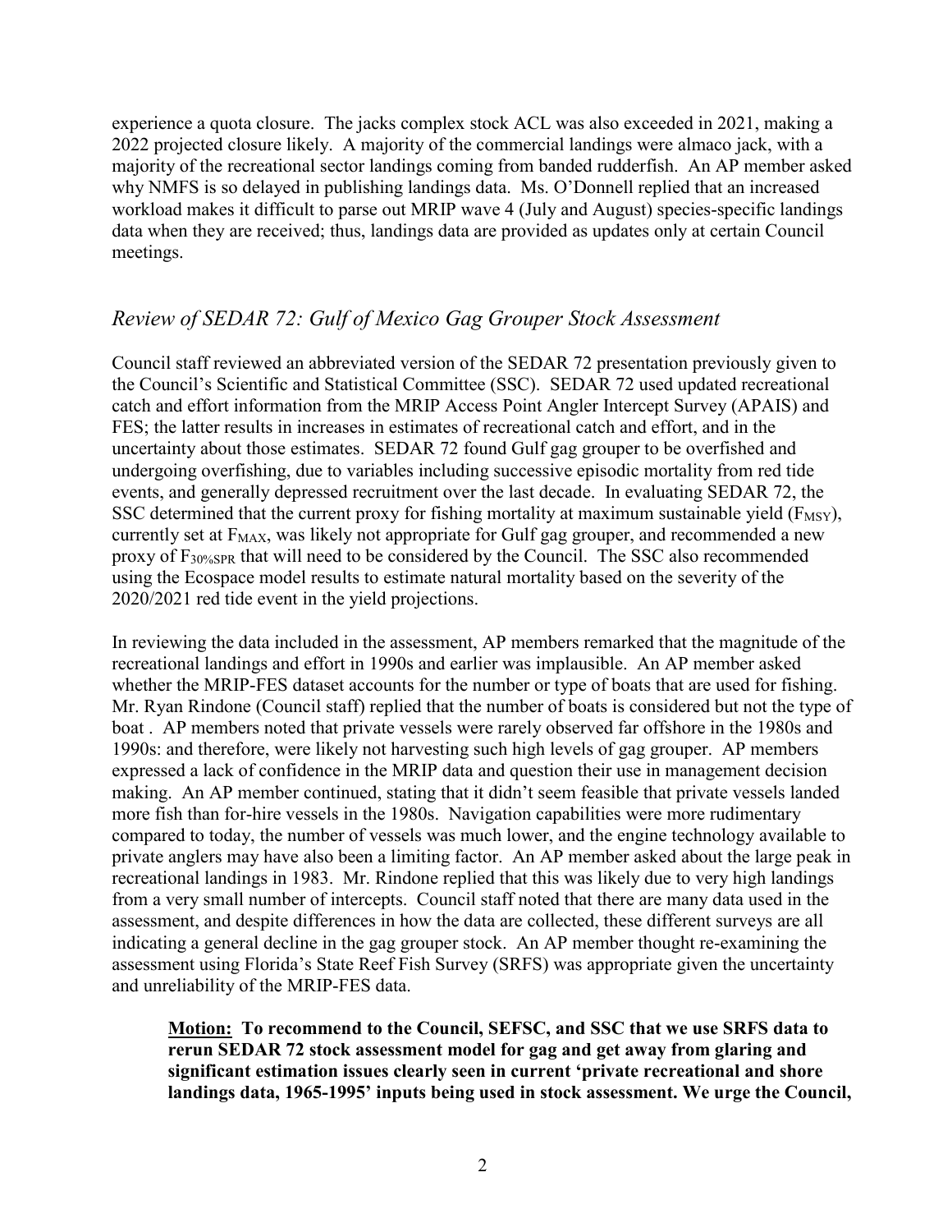experience a quota closure. The jacks complex stock ACL was also exceeded in 2021, making a 2022 projected closure likely. A majority of the commercial landings were almaco jack, with a majority of the recreational sector landings coming from banded rudderfish. An AP member asked why NMFS is so delayed in publishing landings data. Ms. O'Donnell replied that an increased workload makes it difficult to parse out MRIP wave 4 (July and August) species-specific landings data when they are received; thus, landings data are provided as updates only at certain Council meetings.

## *Review of SEDAR 72: Gulf of Mexico Gag Grouper Stock Assessment*

Council staff reviewed an abbreviated version of the SEDAR 72 presentation previously given to the Council's Scientific and Statistical Committee (SSC). SEDAR 72 used updated recreational catch and effort information from the MRIP Access Point Angler Intercept Survey (APAIS) and FES; the latter results in increases in estimates of recreational catch and effort, and in the uncertainty about those estimates. SEDAR 72 found Gulf gag grouper to be overfished and undergoing overfishing, due to variables including successive episodic mortality from red tide events, and generally depressed recruitment over the last decade. In evaluating SEDAR 72, the SSC determined that the current proxy for fishing mortality at maximum sustainable yield ($F_{MSY}$), currently set at $F_{MAX}$, was likely not appropriate for Gulf gag grouper, and recommended a new proxy of $F_{30\%SPR}$ that will need to be considered by the Council. The SSC also recommended using the Ecospace model results to estimate natural mortality based on the severity of the 2020/2021 red tide event in the yield projections.

In reviewing the data included in the assessment, AP members remarked that the magnitude of the recreational landings and effort in 1990s and earlier was implausible. An AP member asked whether the MRIP-FES dataset accounts for the number or type of boats that are used for fishing. Mr. Ryan Rindone (Council staff) replied that the number of boats is considered but not the type of boat . AP members noted that private vessels were rarely observed far offshore in the 1980s and 1990s: and therefore, were likely not harvesting such high levels of gag grouper. AP members expressed a lack of confidence in the MRIP data and question their use in management decision making. An AP member continued, stating that it didn't seem feasible that private vessels landed more fish than for-hire vessels in the 1980s. Navigation capabilities were more rudimentary compared to today, the number of vessels was much lower, and the engine technology available to private anglers may have also been a limiting factor. An AP member asked about the large peak in recreational landings in 1983. Mr. Rindone replied that this was likely due to very high landings from a very small number of intercepts. Council staff noted that there are many data used in the assessment, and despite differences in how the data are collected, these different surveys are all indicating a general decline in the gag grouper stock. An AP member thought re-examining the assessment using Florida's State Reef Fish Survey (SRFS) was appropriate given the uncertainty and unreliability of the MRIP-FES data.

> **Motion: To recommend to the Council, SEFSC, and SSC that we use SRFS data to rerun SEDAR 72 stock assessment model for gag and get away from glaring and significant estimation issues clearly seen in current 'private recreational and shore landings data, 1965-1995' inputs being used in stock assessment. We urge the Council,**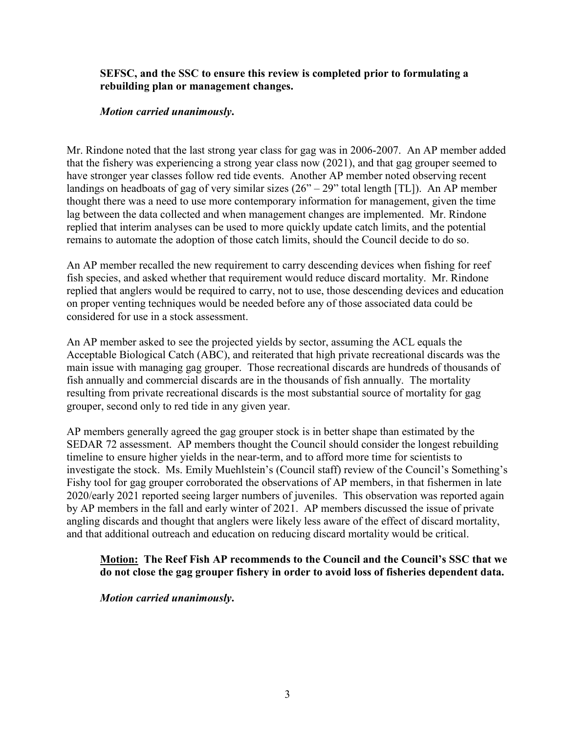**SEFSC, and the SSC to ensure this review is completed prior to formulating a rebuilding plan or management changes.**

***Motion carried unanimously.***

Mr. Rindone noted that the last strong year class for gag was in 2006-2007. An AP member added that the fishery was experiencing a strong year class now (2021), and that gag grouper seemed to have stronger year classes follow red tide events. Another AP member noted observing recent landings on headboats of gag of very similar sizes (26" – 29" total length [TL]). An AP member thought there was a need to use more contemporary information for management, given the time lag between the data collected and when management changes are implemented. Mr. Rindone replied that interim analyses can be used to more quickly update catch limits, and the potential remains to automate the adoption of those catch limits, should the Council decide to do so.

An AP member recalled the new requirement to carry descending devices when fishing for reef fish species, and asked whether that requirement would reduce discard mortality. Mr. Rindone replied that anglers would be required to carry, not to use, those descending devices and education on proper venting techniques would be needed before any of those associated data could be considered for use in a stock assessment.

An AP member asked to see the projected yields by sector, assuming the ACL equals the Acceptable Biological Catch (ABC), and reiterated that high private recreational discards was the main issue with managing gag grouper. Those recreational discards are hundreds of thousands of fish annually and commercial discards are in the thousands of fish annually. The mortality resulting from private recreational discards is the most substantial source of mortality for gag grouper, second only to red tide in any given year.

AP members generally agreed the gag grouper stock is in better shape than estimated by the SEDAR 72 assessment. AP members thought the Council should consider the longest rebuilding timeline to ensure higher yields in the near-term, and to afford more time for scientists to investigate the stock. Ms. Emily Muehlstein's (Council staff) review of the Council's Something's Fishy tool for gag grouper corroborated the observations of AP members, in that fishermen in late 2020/early 2021 reported seeing larger numbers of juveniles. This observation was reported again by AP members in the fall and early winter of 2021. AP members discussed the issue of private angling discards and thought that anglers were likely less aware of the effect of discard mortality, and that additional outreach and education on reducing discard mortality would be critical.

**Motion: The Reef Fish AP recommends to the Council and the Council's SSC that we do not close the gag grouper fishery in order to avoid loss of fisheries dependent data.**

***Motion carried unanimously.***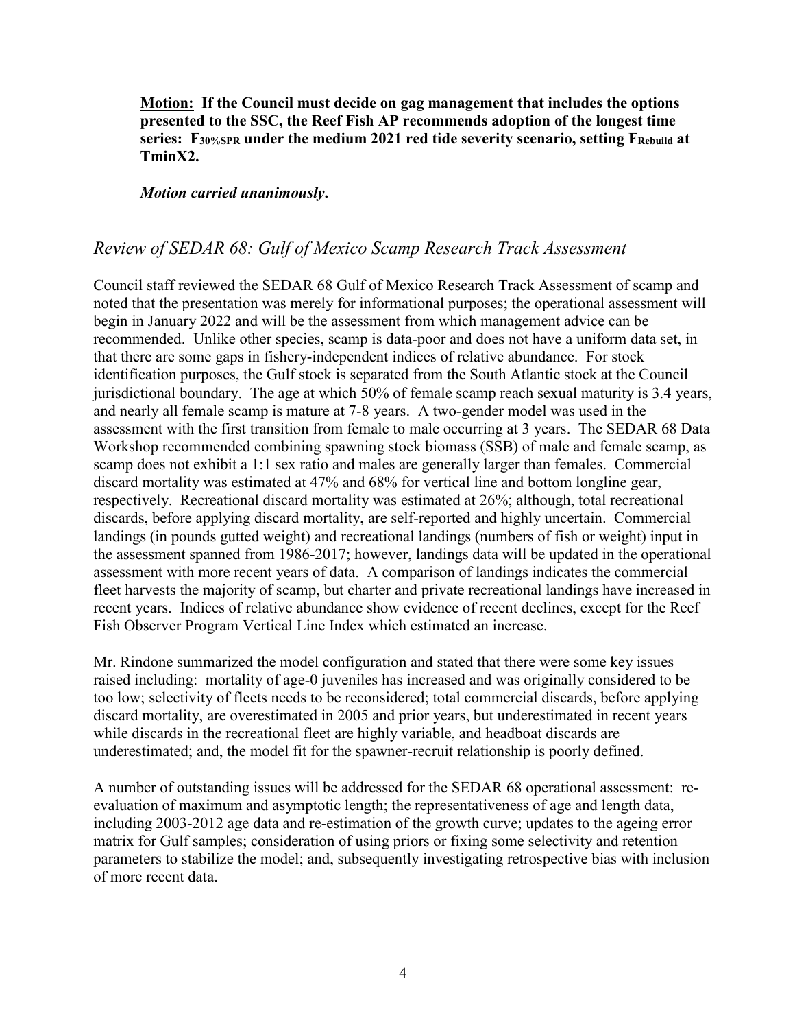**Motion: If the Council must decide on gag management that includes the options presented to the SSC, the Reef Fish AP recommends adoption of the longest time series: $F_{30\%SPR}$ under the medium 2021 red tide severity scenario, setting $F_{Rebuild}$ at TminX2.**

***Motion carried unanimously.***

## *Review of SEDAR 68: Gulf of Mexico Scamp Research Track Assessment*

Council staff reviewed the SEDAR 68 Gulf of Mexico Research Track Assessment of scamp and noted that the presentation was merely for informational purposes; the operational assessment will begin in January 2022 and will be the assessment from which management advice can be recommended. Unlike other species, scamp is data-poor and does not have a uniform data set, in that there are some gaps in fishery-independent indices of relative abundance. For stock identification purposes, the Gulf stock is separated from the South Atlantic stock at the Council jurisdictional boundary. The age at which 50% of female scamp reach sexual maturity is 3.4 years, and nearly all female scamp is mature at 7-8 years. A two-gender model was used in the assessment with the first transition from female to male occurring at 3 years. The SEDAR 68 Data Workshop recommended combining spawning stock biomass (SSB) of male and female scamp, as scamp does not exhibit a 1:1 sex ratio and males are generally larger than females. Commercial discard mortality was estimated at 47% and 68% for vertical line and bottom longline gear, respectively. Recreational discard mortality was estimated at 26%; although, total recreational discards, before applying discard mortality, are self-reported and highly uncertain. Commercial landings (in pounds gutted weight) and recreational landings (numbers of fish or weight) input in the assessment spanned from 1986-2017; however, landings data will be updated in the operational assessment with more recent years of data. A comparison of landings indicates the commercial fleet harvests the majority of scamp, but charter and private recreational landings have increased in recent years. Indices of relative abundance show evidence of recent declines, except for the Reef Fish Observer Program Vertical Line Index which estimated an increase.

Mr. Rindone summarized the model configuration and stated that there were some key issues raised including: mortality of age-0 juveniles has increased and was originally considered to be too low; selectivity of fleets needs to be reconsidered; total commercial discards, before applying discard mortality, are overestimated in 2005 and prior years, but underestimated in recent years while discards in the recreational fleet are highly variable, and headboat discards are underestimated; and, the model fit for the spawner-recruit relationship is poorly defined.

A number of outstanding issues will be addressed for the SEDAR 68 operational assessment: re-evaluation of maximum and asymptotic length; the representativeness of age and length data, including 2003-2012 age data and re-estimation of the growth curve; updates to the ageing error matrix for Gulf samples; consideration of using priors or fixing some selectivity and retention parameters to stabilize the model; and, subsequently investigating retrospective bias with inclusion of more recent data.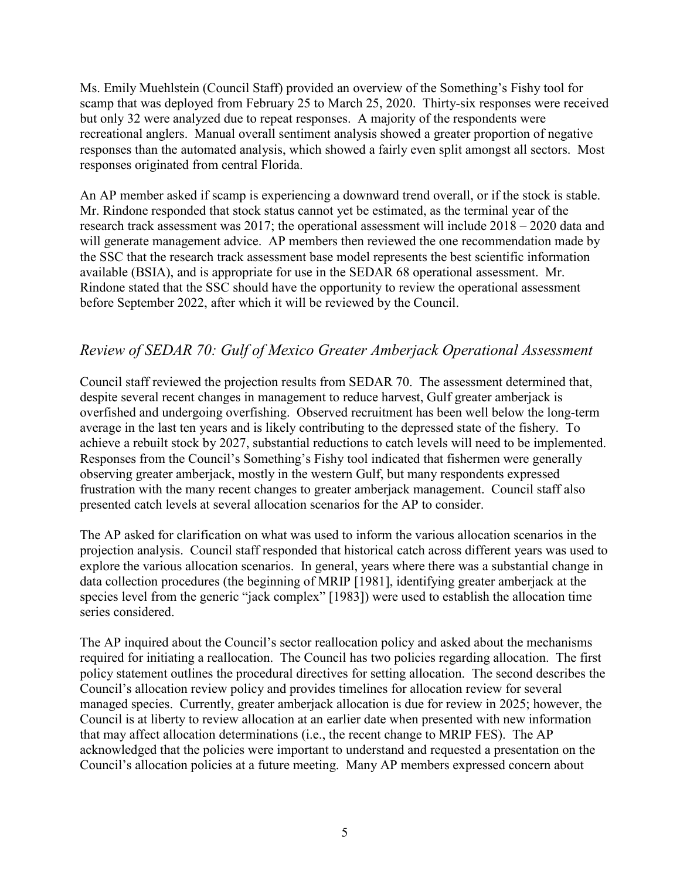Ms. Emily Muehlstein (Council Staff) provided an overview of the Something's Fishy tool for scamp that was deployed from February 25 to March 25, 2020. Thirty-six responses were received but only 32 were analyzed due to repeat responses. A majority of the respondents were recreational anglers. Manual overall sentiment analysis showed a greater proportion of negative responses than the automated analysis, which showed a fairly even split amongst all sectors. Most responses originated from central Florida.

An AP member asked if scamp is experiencing a downward trend overall, or if the stock is stable. Mr. Rindone responded that stock status cannot yet be estimated, as the terminal year of the research track assessment was 2017; the operational assessment will include 2018 – 2020 data and will generate management advice. AP members then reviewed the one recommendation made by the SSC that the research track assessment base model represents the best scientific information available (BSIA), and is appropriate for use in the SEDAR 68 operational assessment. Mr. Rindone stated that the SSC should have the opportunity to review the operational assessment before September 2022, after which it will be reviewed by the Council.

## *Review of SEDAR 70: Gulf of Mexico Greater Amberjack Operational Assessment*

Council staff reviewed the projection results from SEDAR 70. The assessment determined that, despite several recent changes in management to reduce harvest, Gulf greater amberjack is overfished and undergoing overfishing. Observed recruitment has been well below the long-term average in the last ten years and is likely contributing to the depressed state of the fishery. To achieve a rebuilt stock by 2027, substantial reductions to catch levels will need to be implemented. Responses from the Council's Something's Fishy tool indicated that fishermen were generally observing greater amberjack, mostly in the western Gulf, but many respondents expressed frustration with the many recent changes to greater amberjack management. Council staff also presented catch levels at several allocation scenarios for the AP to consider.

The AP asked for clarification on what was used to inform the various allocation scenarios in the projection analysis. Council staff responded that historical catch across different years was used to explore the various allocation scenarios. In general, years where there was a substantial change in data collection procedures (the beginning of MRIP [1981], identifying greater amberjack at the species level from the generic "jack complex" [1983]) were used to establish the allocation time series considered.

The AP inquired about the Council's sector reallocation policy and asked about the mechanisms required for initiating a reallocation. The Council has two policies regarding allocation. The first policy statement outlines the procedural directives for setting allocation. The second describes the Council's allocation review policy and provides timelines for allocation review for several managed species. Currently, greater amberjack allocation is due for review in 2025; however, the Council is at liberty to review allocation at an earlier date when presented with new information that may affect allocation determinations (i.e., the recent change to MRIP FES). The AP acknowledged that the policies were important to understand and requested a presentation on the Council's allocation policies at a future meeting. Many AP members expressed concern about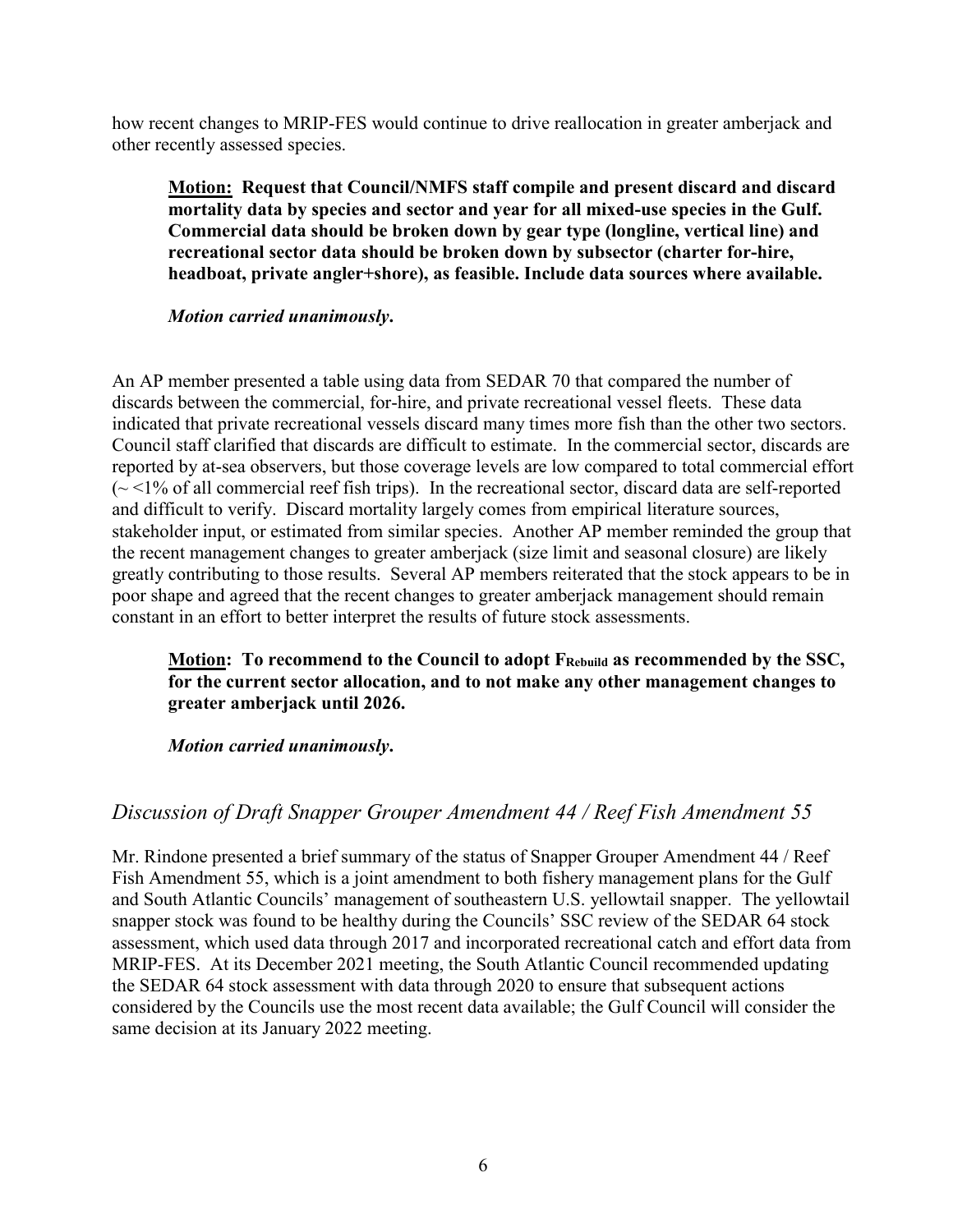how recent changes to MRIP-FES would continue to drive reallocation in greater amberjack and other recently assessed species.

> **Motion: Request that Council/NMFS staff compile and present discard and discard mortality data by species and sector and year for all mixed-use species in the Gulf. Commercial data should be broken down by gear type (longline, vertical line) and recreational sector data should be broken down by subsector (charter for-hire, headboat, private angler+shore), as feasible. Include data sources where available.**
>
> ***Motion carried unanimously.***

An AP member presented a table using data from SEDAR 70 that compared the number of discards between the commercial, for-hire, and private recreational vessel fleets. These data indicated that private recreational vessels discard many times more fish than the other two sectors. Council staff clarified that discards are difficult to estimate. In the commercial sector, discards are reported by at-sea observers, but those coverage levels are low compared to total commercial effort (~ <1% of all commercial reef fish trips). In the recreational sector, discard data are self-reported and difficult to verify. Discard mortality largely comes from empirical literature sources, stakeholder input, or estimated from similar species. Another AP member reminded the group that the recent management changes to greater amberjack (size limit and seasonal closure) are likely greatly contributing to those results. Several AP members reiterated that the stock appears to be in poor shape and agreed that the recent changes to greater amberjack management should remain constant in an effort to better interpret the results of future stock assessments.

> **Motion: To recommend to the Council to adopt $F_{Rebuild}$ as recommended by the SSC, for the current sector allocation, and to not make any other management changes to greater amberjack until 2026.**
>
> ***Motion carried unanimously.***

## *Discussion of Draft Snapper Grouper Amendment 44 / Reef Fish Amendment 55*

Mr. Rindone presented a brief summary of the status of Snapper Grouper Amendment 44 / Reef Fish Amendment 55, which is a joint amendment to both fishery management plans for the Gulf and South Atlantic Councils' management of southeastern U.S. yellowtail snapper. The yellowtail snapper stock was found to be healthy during the Councils' SSC review of the SEDAR 64 stock assessment, which used data through 2017 and incorporated recreational catch and effort data from MRIP-FES. At its December 2021 meeting, the South Atlantic Council recommended updating the SEDAR 64 stock assessment with data through 2020 to ensure that subsequent actions considered by the Councils use the most recent data available; the Gulf Council will consider the same decision at its January 2022 meeting.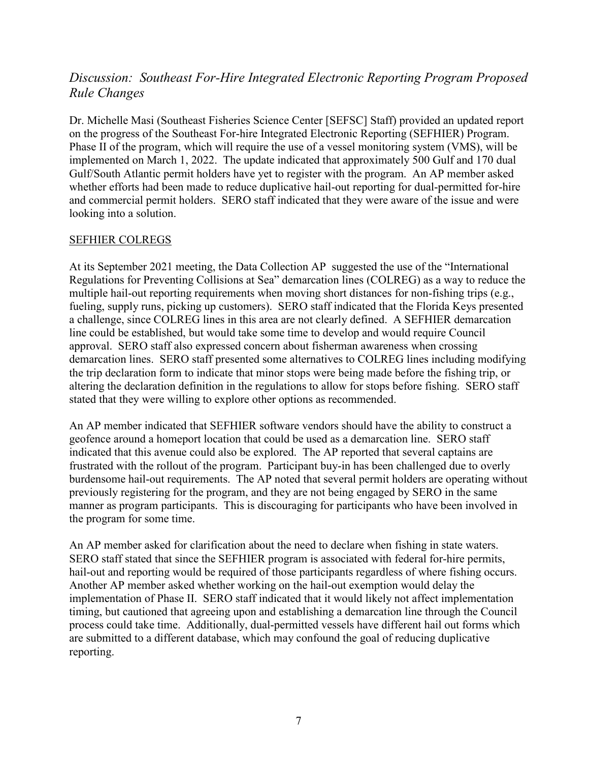## *Discussion: Southeast For-Hire Integrated Electronic Reporting Program Proposed Rule Changes*

Dr. Michelle Masi (Southeast Fisheries Science Center [SEFSC] Staff) provided an updated report on the progress of the Southeast For-hire Integrated Electronic Reporting (SEFHIER) Program. Phase II of the program, which will require the use of a vessel monitoring system (VMS), will be implemented on March 1, 2022. The update indicated that approximately 500 Gulf and 170 dual Gulf/South Atlantic permit holders have yet to register with the program. An AP member asked whether efforts had been made to reduce duplicative hail-out reporting for dual-permitted for-hire and commercial permit holders. SERO staff indicated that they were aware of the issue and were looking into a solution.

### SEFHIER COLREGS

At its September 2021 meeting, the Data Collection AP suggested the use of the "International Regulations for Preventing Collisions at Sea" demarcation lines (COLREG) as a way to reduce the multiple hail-out reporting requirements when moving short distances for non-fishing trips (e.g., fueling, supply runs, picking up customers). SERO staff indicated that the Florida Keys presented a challenge, since COLREG lines in this area are not clearly defined. A SEFHIER demarcation line could be established, but would take some time to develop and would require Council approval. SERO staff also expressed concern about fisherman awareness when crossing demarcation lines. SERO staff presented some alternatives to COLREG lines including modifying the trip declaration form to indicate that minor stops were being made before the fishing trip, or altering the declaration definition in the regulations to allow for stops before fishing. SERO staff stated that they were willing to explore other options as recommended.

An AP member indicated that SEFHIER software vendors should have the ability to construct a geofence around a homeport location that could be used as a demarcation line. SERO staff indicated that this avenue could also be explored. The AP reported that several captains are frustrated with the rollout of the program. Participant buy-in has been challenged due to overly burdensome hail-out requirements. The AP noted that several permit holders are operating without previously registering for the program, and they are not being engaged by SERO in the same manner as program participants. This is discouraging for participants who have been involved in the program for some time.

An AP member asked for clarification about the need to declare when fishing in state waters. SERO staff stated that since the SEFHIER program is associated with federal for-hire permits, hail-out and reporting would be required of those participants regardless of where fishing occurs. Another AP member asked whether working on the hail-out exemption would delay the implementation of Phase II. SERO staff indicated that it would likely not affect implementation timing, but cautioned that agreeing upon and establishing a demarcation line through the Council process could take time. Additionally, dual-permitted vessels have different hail out forms which are submitted to a different database, which may confound the goal of reducing duplicative reporting.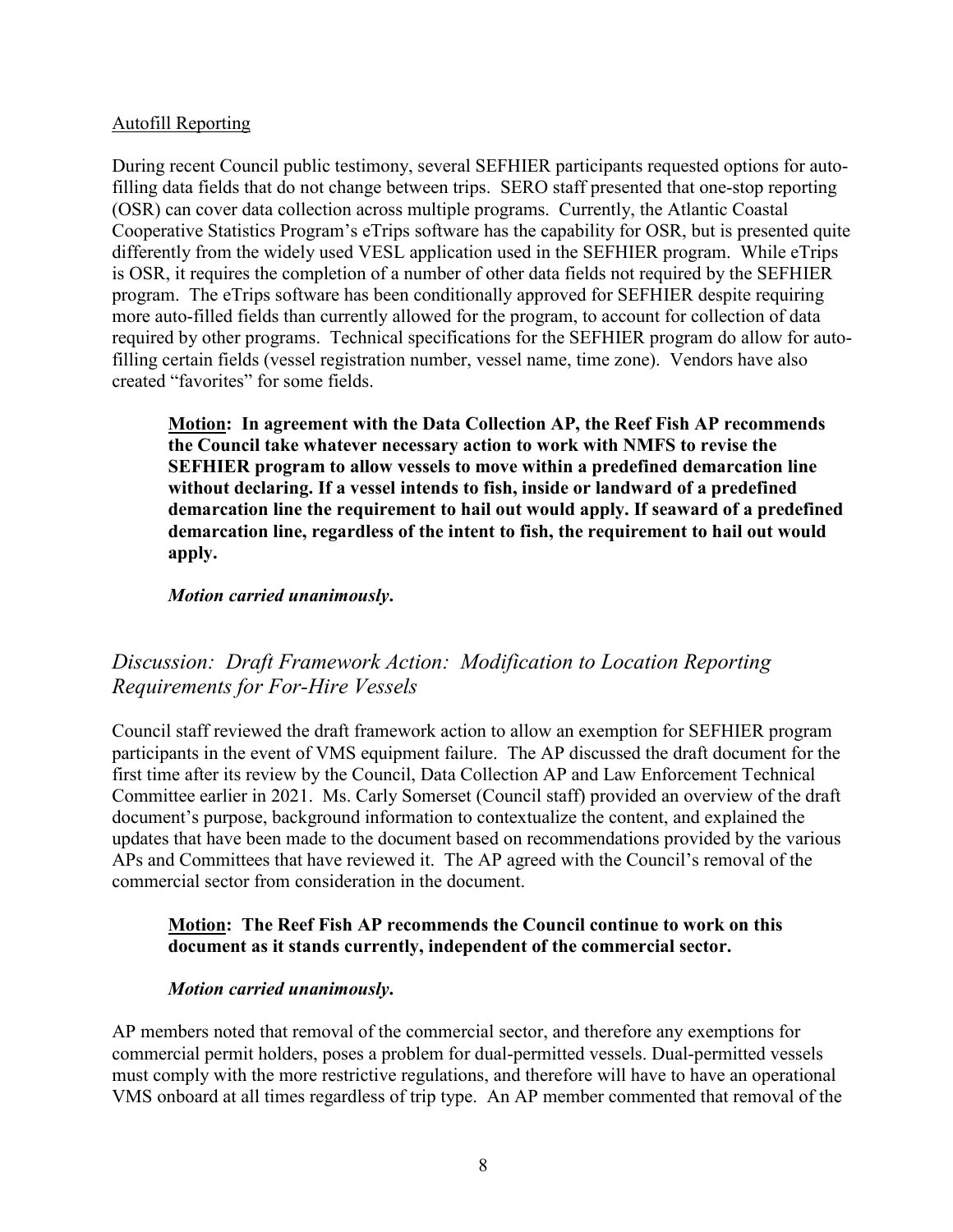Autofill Reporting

During recent Council public testimony, several SEFHIER participants requested options for auto-filling data fields that do not change between trips. SERO staff presented that one-stop reporting (OSR) can cover data collection across multiple programs. Currently, the Atlantic Coastal Cooperative Statistics Program's eTrips software has the capability for OSR, but is presented quite differently from the widely used VESL application used in the SEFHIER program. While eTrips is OSR, it requires the completion of a number of other data fields not required by the SEFHIER program. The eTrips software has been conditionally approved for SEFHIER despite requiring more auto-filled fields than currently allowed for the program, to account for collection of data required by other programs. Technical specifications for the SEFHIER program do allow for auto-filling certain fields (vessel registration number, vessel name, time zone). Vendors have also created "favorites" for some fields.

> **Motion: In agreement with the Data Collection AP, the Reef Fish AP recommends the Council take whatever necessary action to work with NMFS to revise the SEFHIER program to allow vessels to move within a predefined demarcation line without declaring. If a vessel intends to fish, inside or landward of a predefined demarcation line the requirement to hail out would apply. If seaward of a predefined demarcation line, regardless of the intent to fish, the requirement to hail out would apply.**
>
> ***Motion carried unanimously.***

## *Discussion: Draft Framework Action: Modification to Location Reporting Requirements for For-Hire Vessels*

Council staff reviewed the draft framework action to allow an exemption for SEFHIER program participants in the event of VMS equipment failure. The AP discussed the draft document for the first time after its review by the Council, Data Collection AP and Law Enforcement Technical Committee earlier in 2021. Ms. Carly Somerset (Council staff) provided an overview of the draft document's purpose, background information to contextualize the content, and explained the updates that have been made to the document based on recommendations provided by the various APs and Committees that have reviewed it. The AP agreed with the Council's removal of the commercial sector from consideration in the document.

> **Motion: The Reef Fish AP recommends the Council continue to work on this document as it stands currently, independent of the commercial sector.**
>
> ***Motion carried unanimously.***

AP members noted that removal of the commercial sector, and therefore any exemptions for commercial permit holders, poses a problem for dual-permitted vessels. Dual-permitted vessels must comply with the more restrictive regulations, and therefore will have to have an operational VMS onboard at all times regardless of trip type. An AP member commented that removal of the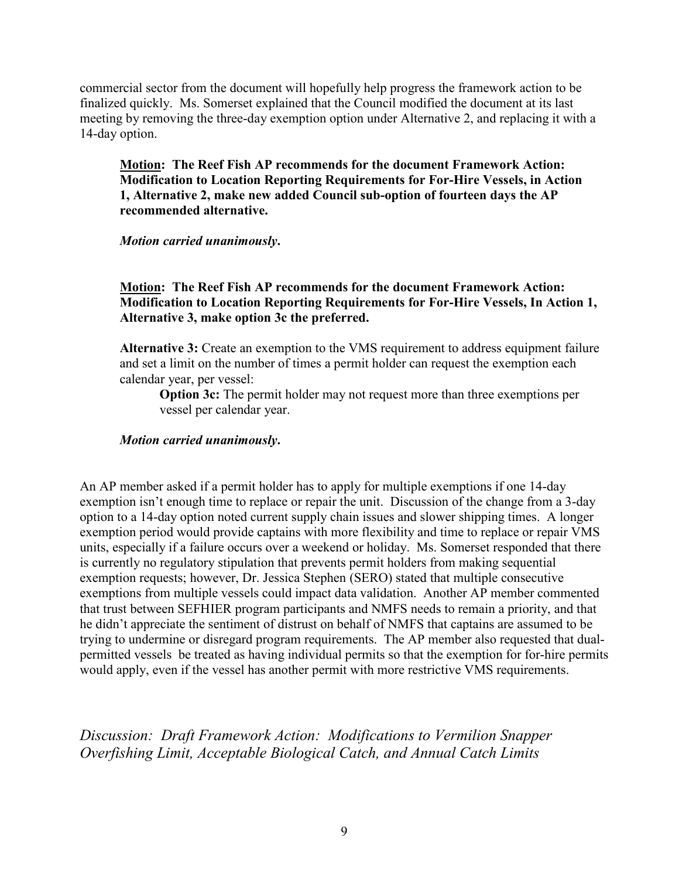commercial sector from the document will hopefully help progress the framework action to be finalized quickly. Ms. Somerset explained that the Council modified the document at its last meeting by removing the three-day exemption option under Alternative 2, and replacing it with a 14-day option.

> **<u>Motion</u>: The Reef Fish AP recommends for the document Framework Action: Modification to Location Reporting Requirements for For-Hire Vessels, in Action 1, Alternative 2, make new added Council sub-option of fourteen days the AP recommended alternative.**
>
> ***Motion carried unanimously.***

> **<u>Motion</u>: The Reef Fish AP recommends for the document Framework Action: Modification to Location Reporting Requirements for For-Hire Vessels, In Action 1, Alternative 3, make option 3c the preferred.**
>
> **Alternative 3:** Create an exemption to the VMS requirement to address equipment failure and set a limit on the number of times a permit holder can request the exemption each calendar year, per vessel:
>
> > **Option 3c:** The permit holder may not request more than three exemptions per vessel per calendar year.
>
> ***Motion carried unanimously.***

An AP member asked if a permit holder has to apply for multiple exemptions if one 14-day exemption isn't enough time to replace or repair the unit. Discussion of the change from a 3-day option to a 14-day option noted current supply chain issues and slower shipping times. A longer exemption period would provide captains with more flexibility and time to replace or repair VMS units, especially if a failure occurs over a weekend or holiday. Ms. Somerset responded that there is currently no regulatory stipulation that prevents permit holders from making sequential exemption requests; however, Dr. Jessica Stephen (SERO) stated that multiple consecutive exemptions from multiple vessels could impact data validation. Another AP member commented that trust between SEFHIER program participants and NMFS needs to remain a priority, and that he didn't appreciate the sentiment of distrust on behalf of NMFS that captains are assumed to be trying to undermine or disregard program requirements. The AP member also requested that dual-permitted vessels be treated as having individual permits so that the exemption for for-hire permits would apply, even if the vessel has another permit with more restrictive VMS requirements.

## *Discussion: Draft Framework Action: Modifications to Vermilion Snapper Overfishing Limit, Acceptable Biological Catch, and Annual Catch Limits*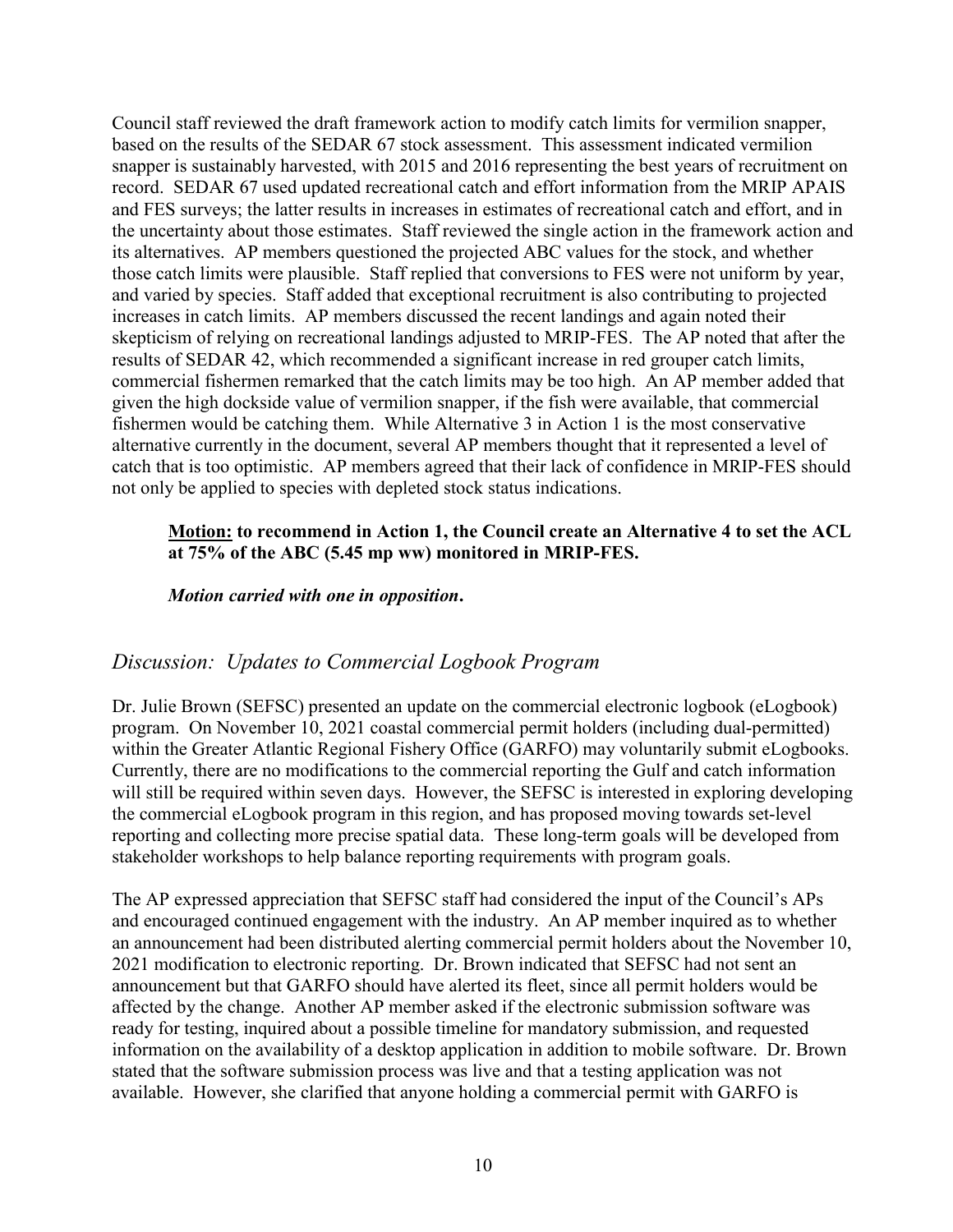Council staff reviewed the draft framework action to modify catch limits for vermilion snapper, based on the results of the SEDAR 67 stock assessment. This assessment indicated vermilion snapper is sustainably harvested, with 2015 and 2016 representing the best years of recruitment on record. SEDAR 67 used updated recreational catch and effort information from the MRIP APAIS and FES surveys; the latter results in increases in estimates of recreational catch and effort, and in the uncertainty about those estimates. Staff reviewed the single action in the framework action and its alternatives. AP members questioned the projected ABC values for the stock, and whether those catch limits were plausible. Staff replied that conversions to FES were not uniform by year, and varied by species. Staff added that exceptional recruitment is also contributing to projected increases in catch limits. AP members discussed the recent landings and again noted their skepticism of relying on recreational landings adjusted to MRIP-FES. The AP noted that after the results of SEDAR 42, which recommended a significant increase in red grouper catch limits, commercial fishermen remarked that the catch limits may be too high. An AP member added that given the high dockside value of vermilion snapper, if the fish were available, that commercial fishermen would be catching them. While Alternative 3 in Action 1 is the most conservative alternative currently in the document, several AP members thought that it represented a level of catch that is too optimistic. AP members agreed that their lack of confidence in MRIP-FES should not only be applied to species with depleted stock status indications.

> **<u>Motion:</u> to recommend in Action 1, the Council create an Alternative 4 to set the ACL at 75% of the ABC (5.45 mp ww) monitored in MRIP-FES.**
>
> ***Motion carried with one in opposition.***

## *Discussion: Updates to Commercial Logbook Program*

Dr. Julie Brown (SEFSC) presented an update on the commercial electronic logbook (eLogbook) program. On November 10, 2021 coastal commercial permit holders (including dual-permitted) within the Greater Atlantic Regional Fishery Office (GARFO) may voluntarily submit eLogbooks. Currently, there are no modifications to the commercial reporting the Gulf and catch information will still be required within seven days. However, the SEFSC is interested in exploring developing the commercial eLogbook program in this region, and has proposed moving towards set-level reporting and collecting more precise spatial data. These long-term goals will be developed from stakeholder workshops to help balance reporting requirements with program goals.

The AP expressed appreciation that SEFSC staff had considered the input of the Council's APs and encouraged continued engagement with the industry. An AP member inquired as to whether an announcement had been distributed alerting commercial permit holders about the November 10, 2021 modification to electronic reporting. Dr. Brown indicated that SEFSC had not sent an announcement but that GARFO should have alerted its fleet, since all permit holders would be affected by the change. Another AP member asked if the electronic submission software was ready for testing, inquired about a possible timeline for mandatory submission, and requested information on the availability of a desktop application in addition to mobile software. Dr. Brown stated that the software submission process was live and that a testing application was not available. However, she clarified that anyone holding a commercial permit with GARFO is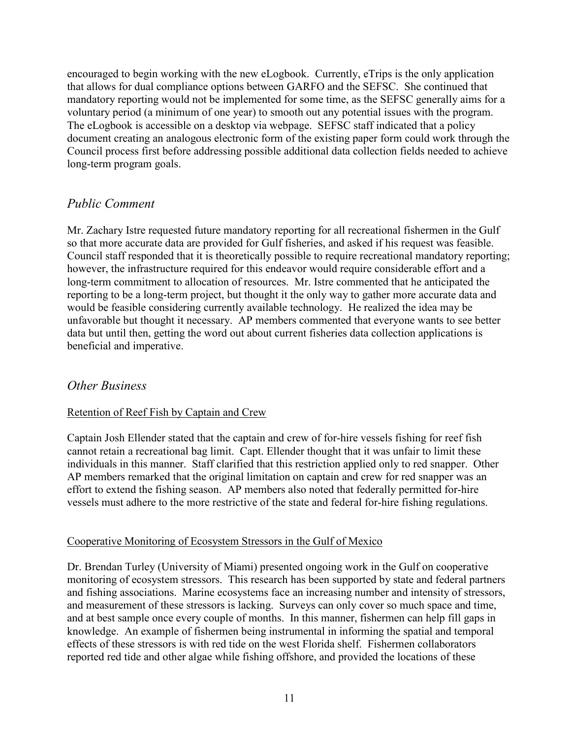encouraged to begin working with the new eLogbook. Currently, eTrips is the only application that allows for dual compliance options between GARFO and the SEFSC. She continued that mandatory reporting would not be implemented for some time, as the SEFSC generally aims for a voluntary period (a minimum of one year) to smooth out any potential issues with the program. The eLogbook is accessible on a desktop via webpage. SEFSC staff indicated that a policy document creating an analogous electronic form of the existing paper form could work through the Council process first before addressing possible additional data collection fields needed to achieve long-term program goals.

## *Public Comment*

Mr. Zachary Istre requested future mandatory reporting for all recreational fishermen in the Gulf so that more accurate data are provided for Gulf fisheries, and asked if his request was feasible. Council staff responded that it is theoretically possible to require recreational mandatory reporting; however, the infrastructure required for this endeavor would require considerable effort and a long-term commitment to allocation of resources. Mr. Istre commented that he anticipated the reporting to be a long-term project, but thought it the only way to gather more accurate data and would be feasible considering currently available technology. He realized the idea may be unfavorable but thought it necessary. AP members commented that everyone wants to see better data but until then, getting the word out about current fisheries data collection applications is beneficial and imperative.

## *Other Business*

### Retention of Reef Fish by Captain and Crew

Captain Josh Ellender stated that the captain and crew of for-hire vessels fishing for reef fish cannot retain a recreational bag limit. Capt. Ellender thought that it was unfair to limit these individuals in this manner. Staff clarified that this restriction applied only to red snapper. Other AP members remarked that the original limitation on captain and crew for red snapper was an effort to extend the fishing season. AP members also noted that federally permitted for-hire vessels must adhere to the more restrictive of the state and federal for-hire fishing regulations.

### Cooperative Monitoring of Ecosystem Stressors in the Gulf of Mexico

Dr. Brendan Turley (University of Miami) presented ongoing work in the Gulf on cooperative monitoring of ecosystem stressors. This research has been supported by state and federal partners and fishing associations. Marine ecosystems face an increasing number and intensity of stressors, and measurement of these stressors is lacking. Surveys can only cover so much space and time, and at best sample once every couple of months. In this manner, fishermen can help fill gaps in knowledge. An example of fishermen being instrumental in informing the spatial and temporal effects of these stressors is with red tide on the west Florida shelf. Fishermen collaborators reported red tide and other algae while fishing offshore, and provided the locations of these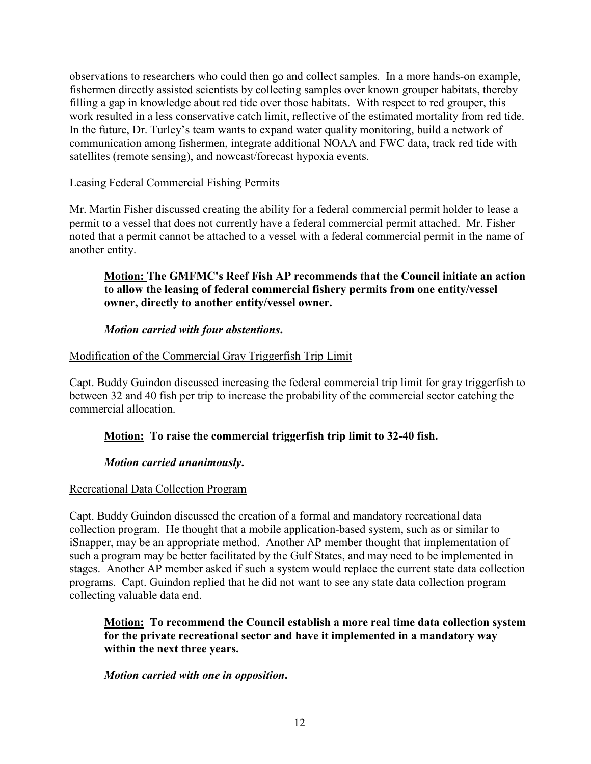observations to researchers who could then go and collect samples. In a more hands-on example, fishermen directly assisted scientists by collecting samples over known grouper habitats, thereby filling a gap in knowledge about red tide over those habitats. With respect to red grouper, this work resulted in a less conservative catch limit, reflective of the estimated mortality from red tide. In the future, Dr. Turley's team wants to expand water quality monitoring, build a network of communication among fishermen, integrate additional NOAA and FWC data, track red tide with satellites (remote sensing), and nowcast/forecast hypoxia events.

Leasing Federal Commercial Fishing Permits

Mr. Martin Fisher discussed creating the ability for a federal commercial permit holder to lease a permit to a vessel that does not currently have a federal commercial permit attached. Mr. Fisher noted that a permit cannot be attached to a vessel with a federal commercial permit in the name of another entity.

> **Motion: The GMFMC's Reef Fish AP recommends that the Council initiate an action to allow the leasing of federal commercial fishery permits from one entity/vessel owner, directly to another entity/vessel owner.**
>
> ***Motion carried with four abstentions.***

Modification of the Commercial Gray Triggerfish Trip Limit

Capt. Buddy Guindon discussed increasing the federal commercial trip limit for gray triggerfish to between 32 and 40 fish per trip to increase the probability of the commercial sector catching the commercial allocation.

> **Motion: To raise the commercial triggerfish trip limit to 32-40 fish.**
>
> ***Motion carried unanimously.***

Recreational Data Collection Program

Capt. Buddy Guindon discussed the creation of a formal and mandatory recreational data collection program. He thought that a mobile application-based system, such as or similar to iSnapper, may be an appropriate method. Another AP member thought that implementation of such a program may be better facilitated by the Gulf States, and may need to be implemented in stages. Another AP member asked if such a system would replace the current state data collection programs. Capt. Guindon replied that he did not want to see any state data collection program collecting valuable data end.

> **Motion: To recommend the Council establish a more real time data collection system for the private recreational sector and have it implemented in a mandatory way within the next three years.**
>
> ***Motion carried with one in opposition.***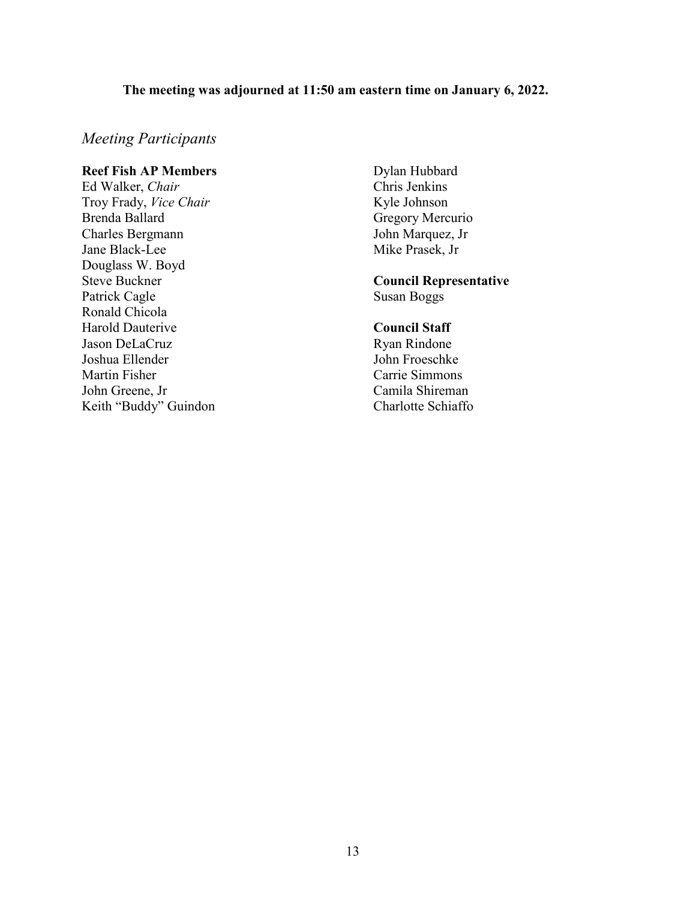**The meeting was adjourned at 11:50 am eastern time on January 6, 2022.**

## *Meeting Participants*

**Reef Fish AP Members**
Ed Walker, *Chair*
Troy Frady, *Vice Chair*
Brenda Ballard
Charles Bergmann
Jane Black-Lee
Douglass W. Boyd
Steve Buckner
Patrick Cagle
Ronald Chicola
Harold Dauterive
Jason DeLaCruz
Joshua Ellender
Martin Fisher
John Greene, Jr
Keith "Buddy" Guindon
Dylan Hubbard
Chris Jenkins
Kyle Johnson
Gregory Mercurio
John Marquez, Jr
Mike Prasek, Jr

**Council Representative**
Susan Boggs

**Council Staff**
Ryan Rindone
John Froeschke
Carrie Simmons
Camila Shireman
Charlotte Schiaffo